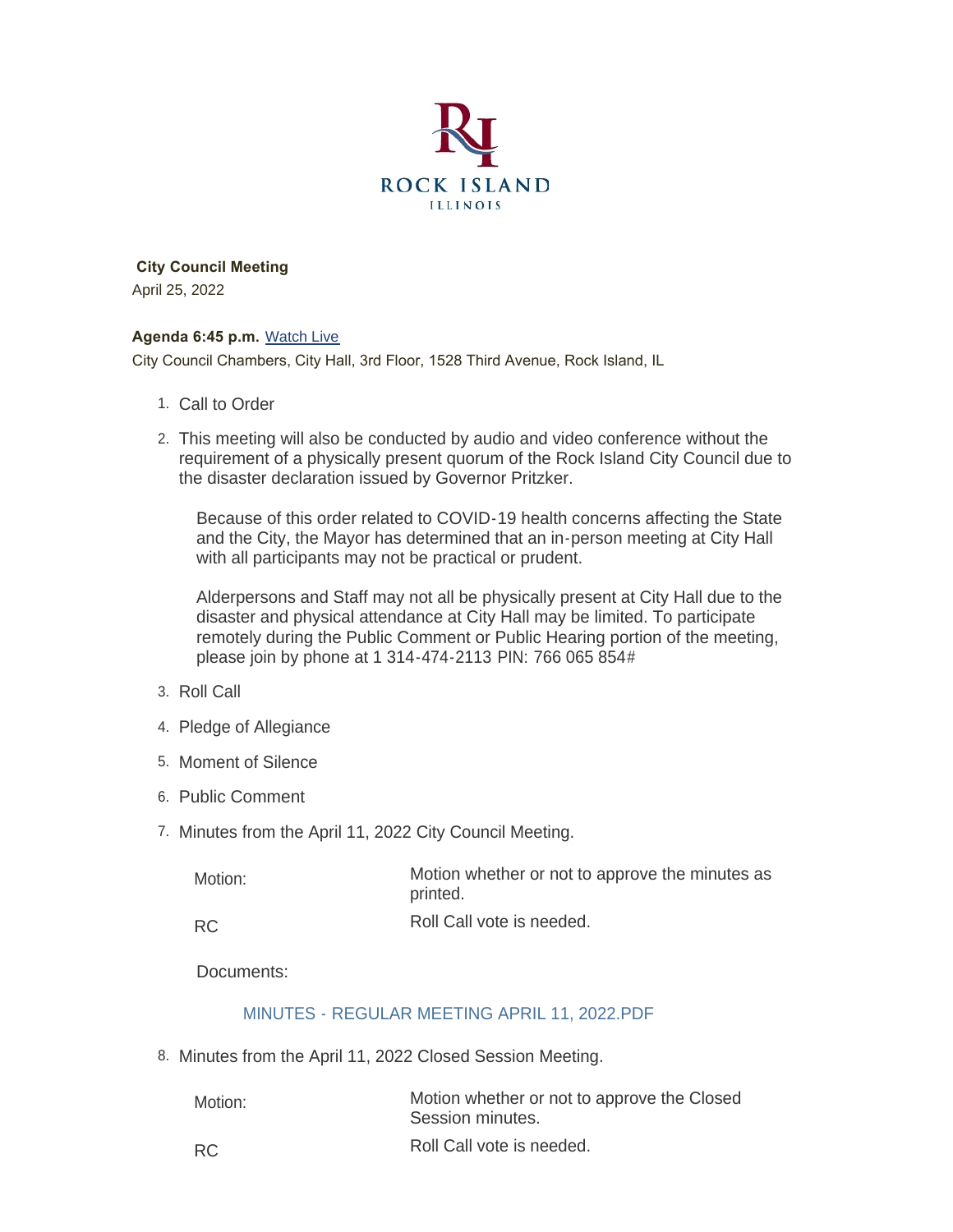ROCK ISLAND

ILLINOIS

**City Council Meeting**

April 25, 2022

**Agenda 6:45 p.m.** [Watch Live]

City Council Chambers, City Hall, 3rd Floor, 1528 Third Avenue, Rock Island, IL

1. Call to Order
2. This meeting will also be conducted by audio and video conference without the requirement of a physically present quorum of the Rock Island City Council due to the disaster declaration issued by Governor Pritzker.

   Because of this order related to COVID-19 health concerns affecting the State and the City, the Mayor has determined that an in-person meeting at City Hall with all participants may not be practical or prudent.

   Alderpersons and Staff may not all be physically present at City Hall due to the disaster and physical attendance at City Hall may be limited. To participate remotely during the Public Comment or Public Hearing portion of the meeting, please join by phone at 1 314-474-2113 PIN: 766 065 854#
3. Roll Call
4. Pledge of Allegiance
5. Moment of Silence
6. Public Comment
7. Minutes from the April 11, 2022 City Council Meeting.

   | | |
   |---|---|
   | Motion: | Motion whether or not to approve the minutes as printed. |
   | RC | Roll Call vote is needed. |

   Documents:

   MINUTES - REGULAR MEETING APRIL 11, 2022.PDF
8. Minutes from the April 11, 2022 Closed Session Meeting.

   | | |
   |---|---|
   | Motion: | Motion whether or not to approve the Closed Session minutes. |
   | RC | Roll Call vote is needed. |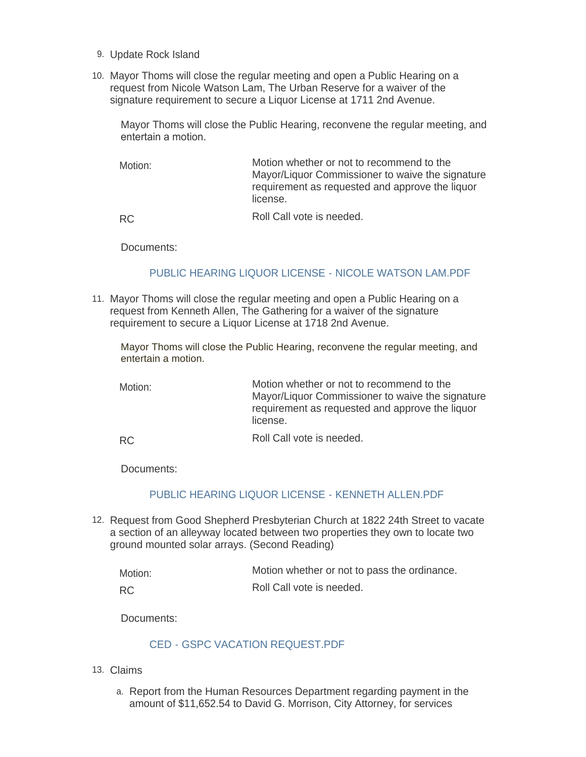9. Update Rock Island

10. Mayor Thoms will close the regular meeting and open a Public Hearing on a request from Nicole Watson Lam, The Urban Reserve for a waiver of the signature requirement to secure a Liquor License at 1711 2nd Avenue.

    Mayor Thoms will close the Public Hearing, reconvene the regular meeting, and entertain a motion.

    | | |
    |---|---|
    | Motion: | Motion whether or not to recommend to the Mayor/Liquor Commissioner to waive the signature requirement as requested and approve the liquor license. |
    | RC | Roll Call vote is needed. |

    Documents:

    PUBLIC HEARING LIQUOR LICENSE - NICOLE WATSON LAM.PDF

11. Mayor Thoms will close the regular meeting and open a Public Hearing on a request from Kenneth Allen, The Gathering for a waiver of the signature requirement to secure a Liquor License at 1718 2nd Avenue.

    Mayor Thoms will close the Public Hearing, reconvene the regular meeting, and entertain a motion.

    | | |
    |---|---|
    | Motion: | Motion whether or not to recommend to the Mayor/Liquor Commissioner to waive the signature requirement as requested and approve the liquor license. |
    | RC | Roll Call vote is needed. |

    Documents:

    PUBLIC HEARING LIQUOR LICENSE - KENNETH ALLEN.PDF

12. Request from Good Shepherd Presbyterian Church at 1822 24th Street to vacate a section of an alleyway located between two properties they own to locate two ground mounted solar arrays. (Second Reading)

    | | |
    |---|---|
    | Motion: | Motion whether or not to pass the ordinance. |
    | RC | Roll Call vote is needed. |

    Documents:

    CED - GSPC VACATION REQUEST.PDF

13. Claims

    a. Report from the Human Resources Department regarding payment in the amount of $11,652.54 to David G. Morrison, City Attorney, for services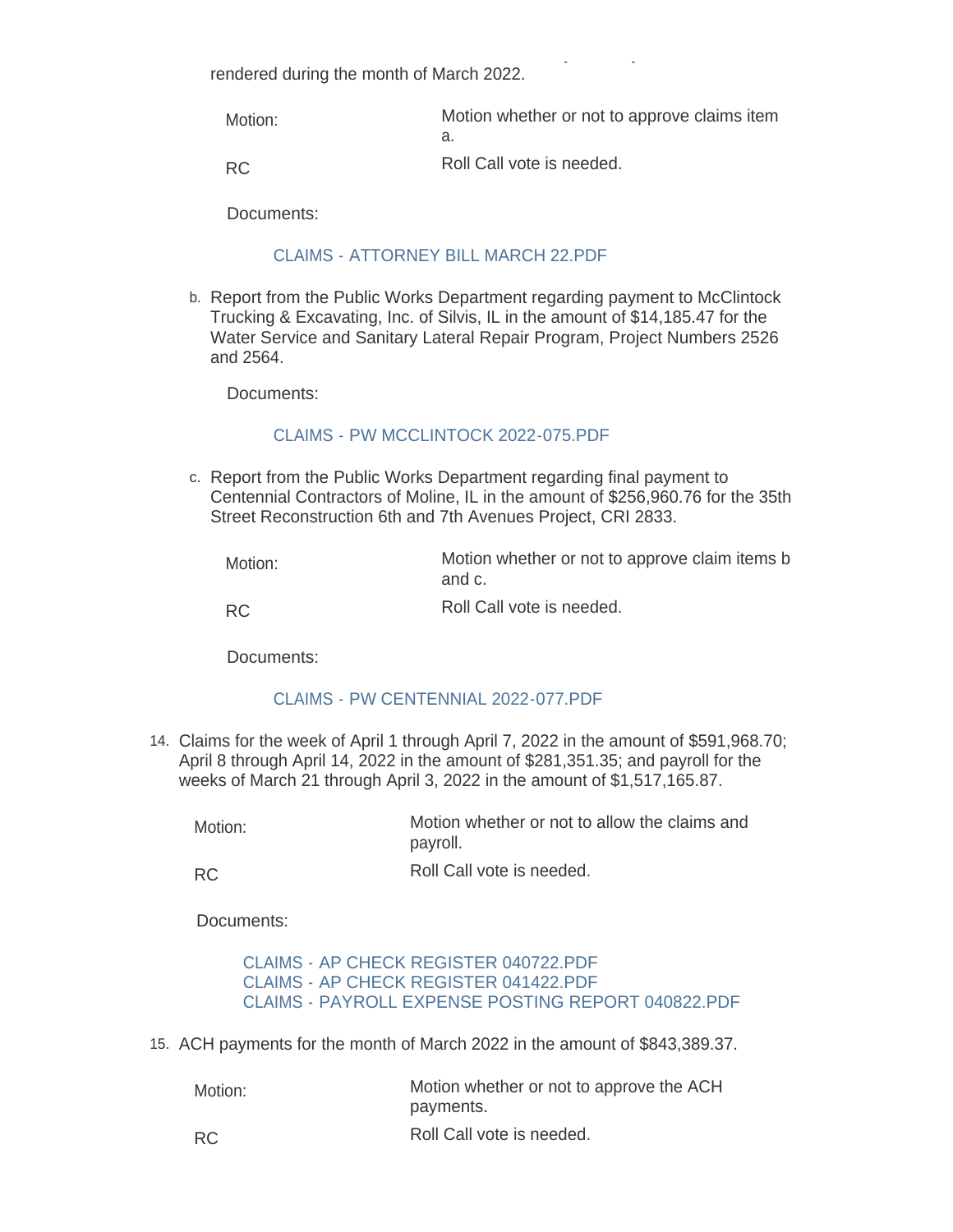rendered during the month of March 2022.

| | |
|---|---|
| Motion: | Motion whether or not to approve claims item a. |
| RC | Roll Call vote is needed. |

Documents:

CLAIMS - ATTORNEY BILL MARCH 22.PDF

b. Report from the Public Works Department regarding payment to McClintock Trucking & Excavating, Inc. of Silvis, IL in the amount of $14,185.47 for the Water Service and Sanitary Lateral Repair Program, Project Numbers 2526 and 2564.

Documents:

CLAIMS - PW MCCLINTOCK 2022-075.PDF

c. Report from the Public Works Department regarding final payment to Centennial Contractors of Moline, IL in the amount of $256,960.76 for the 35th Street Reconstruction 6th and 7th Avenues Project, CRI 2833.

| | |
|---|---|
| Motion: | Motion whether or not to approve claim items b and c. |
| RC | Roll Call vote is needed. |

Documents:

CLAIMS - PW CENTENNIAL 2022-077.PDF

14. Claims for the week of April 1 through April 7, 2022 in the amount of $591,968.70; April 8 through April 14, 2022 in the amount of $281,351.35; and payroll for the weeks of March 21 through April 3, 2022 in the amount of $1,517,165.87.

| | |
|---|---|
| Motion: | Motion whether or not to allow the claims and payroll. |
| RC | Roll Call vote is needed. |

Documents:

CLAIMS - AP CHECK REGISTER 040722.PDF
CLAIMS - AP CHECK REGISTER 041422.PDF
CLAIMS - PAYROLL EXPENSE POSTING REPORT 040822.PDF

15. ACH payments for the month of March 2022 in the amount of $843,389.37.

| | |
|---|---|
| Motion: | Motion whether or not to approve the ACH payments. |
| RC | Roll Call vote is needed. |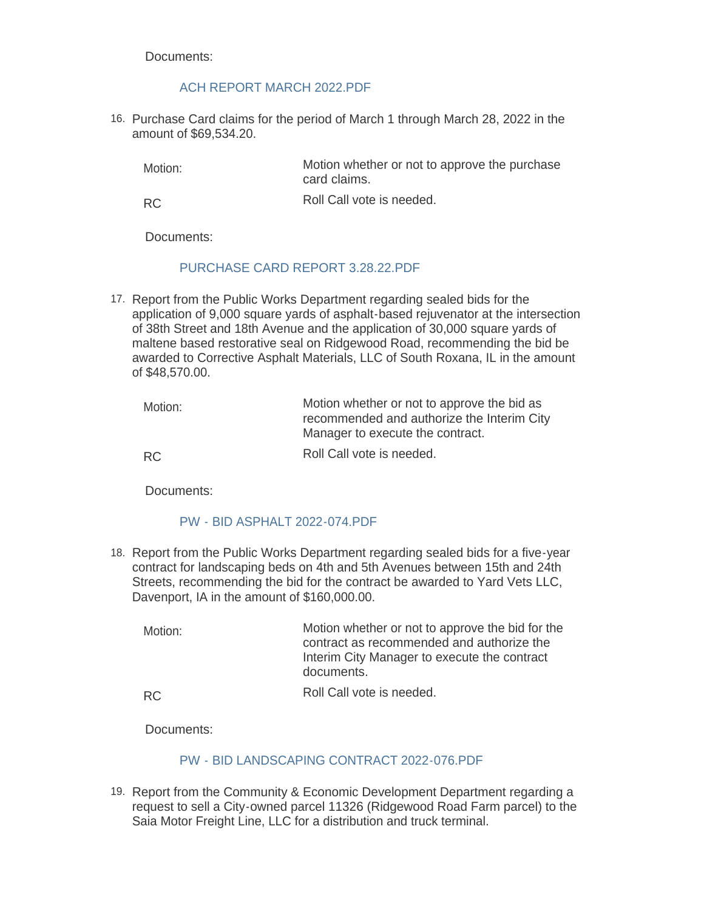Documents:

ACH REPORT MARCH 2022.PDF

16. Purchase Card claims for the period of March 1 through March 28, 2022 in the amount of $69,534.20.

| | |
|---|---|
| Motion: | Motion whether or not to approve the purchase card claims. |
| RC | Roll Call vote is needed. |

Documents:

PURCHASE CARD REPORT 3.28.22.PDF

17. Report from the Public Works Department regarding sealed bids for the application of 9,000 square yards of asphalt-based rejuvenator at the intersection of 38th Street and 18th Avenue and the application of 30,000 square yards of maltene based restorative seal on Ridgewood Road, recommending the bid be awarded to Corrective Asphalt Materials, LLC of South Roxana, IL in the amount of $48,570.00.

| | |
|---|---|
| Motion: | Motion whether or not to approve the bid as recommended and authorize the Interim City Manager to execute the contract. |
| RC | Roll Call vote is needed. |

Documents:

PW - BID ASPHALT 2022-074.PDF

18. Report from the Public Works Department regarding sealed bids for a five-year contract for landscaping beds on 4th and 5th Avenues between 15th and 24th Streets, recommending the bid for the contract be awarded to Yard Vets LLC, Davenport, IA in the amount of $160,000.00.

| | |
|---|---|
| Motion: | Motion whether or not to approve the bid for the contract as recommended and authorize the Interim City Manager to execute the contract documents. |
| RC | Roll Call vote is needed. |

Documents:

PW - BID LANDSCAPING CONTRACT 2022-076.PDF

19. Report from the Community & Economic Development Department regarding a request to sell a City-owned parcel 11326 (Ridgewood Road Farm parcel) to the Saia Motor Freight Line, LLC for a distribution and truck terminal.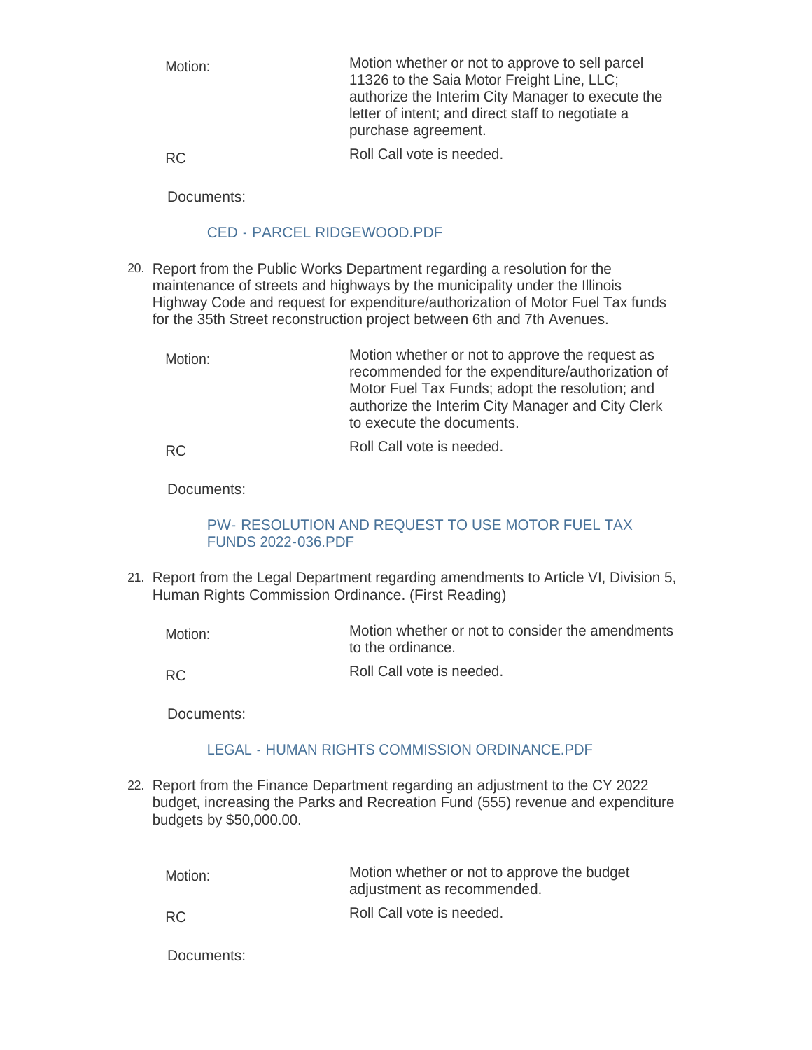Motion: Motion whether or not to approve to sell parcel 11326 to the Saia Motor Freight Line, LLC; authorize the Interim City Manager to execute the letter of intent; and direct staff to negotiate a purchase agreement.

RC Roll Call vote is needed.

Documents:

CED - PARCEL RIDGEWOOD.PDF

20. Report from the Public Works Department regarding a resolution for the maintenance of streets and highways by the municipality under the Illinois Highway Code and request for expenditure/authorization of Motor Fuel Tax funds for the 35th Street reconstruction project between 6th and 7th Avenues.

Motion: Motion whether or not to approve the request as recommended for the expenditure/authorization of Motor Fuel Tax Funds; adopt the resolution; and authorize the Interim City Manager and City Clerk to execute the documents.

RC Roll Call vote is needed.

Documents:

PW- RESOLUTION AND REQUEST TO USE MOTOR FUEL TAX FUNDS 2022-036.PDF

21. Report from the Legal Department regarding amendments to Article VI, Division 5, Human Rights Commission Ordinance. (First Reading)

Motion: Motion whether or not to consider the amendments to the ordinance.

RC Roll Call vote is needed.

Documents:

LEGAL - HUMAN RIGHTS COMMISSION ORDINANCE.PDF

22. Report from the Finance Department regarding an adjustment to the CY 2022 budget, increasing the Parks and Recreation Fund (555) revenue and expenditure budgets by $50,000.00.

Motion: Motion whether or not to approve the budget adjustment as recommended.

RC Roll Call vote is needed.

Documents: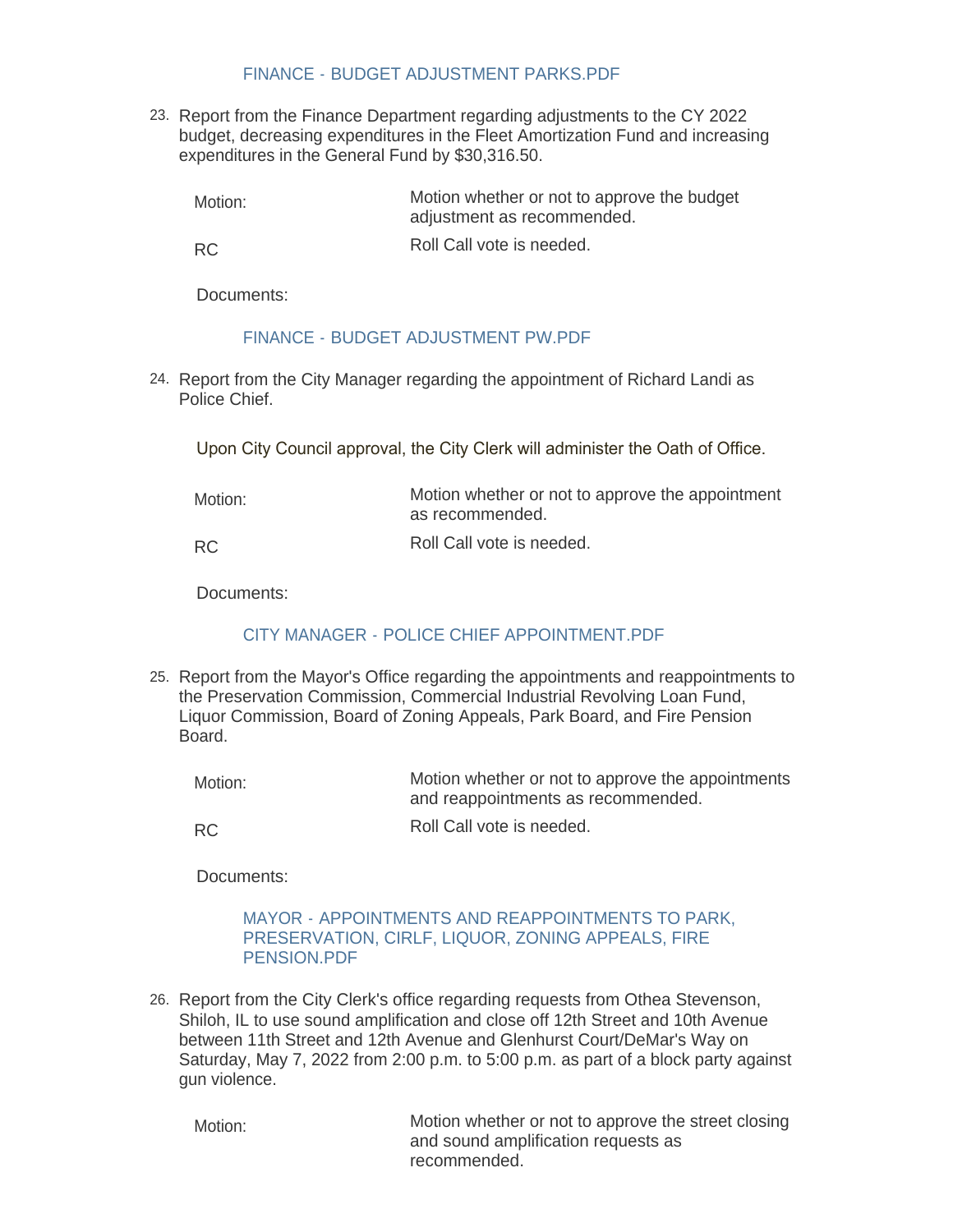FINANCE - BUDGET ADJUSTMENT PARKS.PDF

23. Report from the Finance Department regarding adjustments to the CY 2022 budget, decreasing expenditures in the Fleet Amortization Fund and increasing expenditures in the General Fund by $30,316.50.

| | |
|---|---|
| Motion: | Motion whether or not to approve the budget adjustment as recommended. |
| RC | Roll Call vote is needed. |

Documents:

FINANCE - BUDGET ADJUSTMENT PW.PDF

24. Report from the City Manager regarding the appointment of Richard Landi as Police Chief.

Upon City Council approval, the City Clerk will administer the Oath of Office.

| | |
|---|---|
| Motion: | Motion whether or not to approve the appointment as recommended. |
| RC | Roll Call vote is needed. |

Documents:

CITY MANAGER - POLICE CHIEF APPOINTMENT.PDF

25. Report from the Mayor's Office regarding the appointments and reappointments to the Preservation Commission, Commercial Industrial Revolving Loan Fund, Liquor Commission, Board of Zoning Appeals, Park Board, and Fire Pension Board.

| | |
|---|---|
| Motion: | Motion whether or not to approve the appointments and reappointments as recommended. |
| RC | Roll Call vote is needed. |

Documents:

MAYOR - APPOINTMENTS AND REAPPOINTMENTS TO PARK, PRESERVATION, CIRLF, LIQUOR, ZONING APPEALS, FIRE PENSION.PDF

26. Report from the City Clerk's office regarding requests from Othea Stevenson, Shiloh, IL to use sound amplification and close off 12th Street and 10th Avenue between 11th Street and 12th Avenue and Glenhurst Court/DeMar's Way on Saturday, May 7, 2022 from 2:00 p.m. to 5:00 p.m. as part of a block party against gun violence.

| | |
|---|---|
| Motion: | Motion whether or not to approve the street closing and sound amplification requests as recommended. |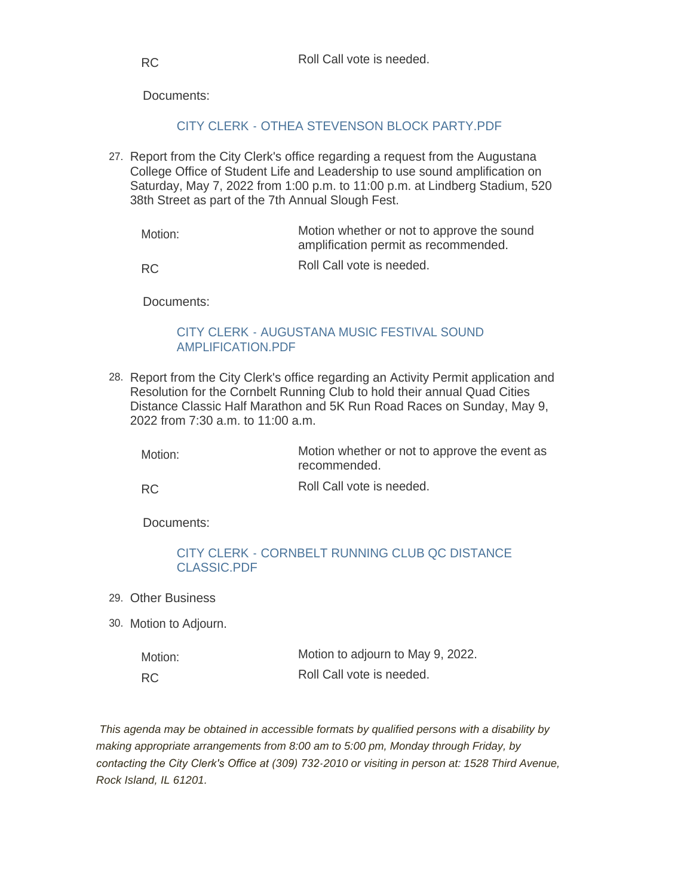RC Roll Call vote is needed.

Documents:

CITY CLERK - OTHEA STEVENSON BLOCK PARTY.PDF

27. Report from the City Clerk's office regarding a request from the Augustana College Office of Student Life and Leadership to use sound amplification on Saturday, May 7, 2022 from 1:00 p.m. to 11:00 p.m. at Lindberg Stadium, 520 38th Street as part of the 7th Annual Slough Fest.

| | |
|---|---|
| Motion: | Motion whether or not to approve the sound amplification permit as recommended. |
| RC | Roll Call vote is needed. |

Documents:

CITY CLERK - AUGUSTANA MUSIC FESTIVAL SOUND AMPLIFICATION.PDF

28. Report from the City Clerk's office regarding an Activity Permit application and Resolution for the Cornbelt Running Club to hold their annual Quad Cities Distance Classic Half Marathon and 5K Run Road Races on Sunday, May 9, 2022 from 7:30 a.m. to 11:00 a.m.

| | |
|---|---|
| Motion: | Motion whether or not to approve the event as recommended. |
| RC | Roll Call vote is needed. |

Documents:

CITY CLERK - CORNBELT RUNNING CLUB QC DISTANCE CLASSIC.PDF

29. Other Business

30. Motion to Adjourn.

| | |
|---|---|
| Motion: | Motion to adjourn to May 9, 2022. |
| RC | Roll Call vote is needed. |

*This agenda may be obtained in accessible formats by qualified persons with a disability by making appropriate arrangements from 8:00 am to 5:00 pm, Monday through Friday, by contacting the City Clerk's Office at (309) 732-2010 or visiting in person at: 1528 Third Avenue, Rock Island, IL 61201.*